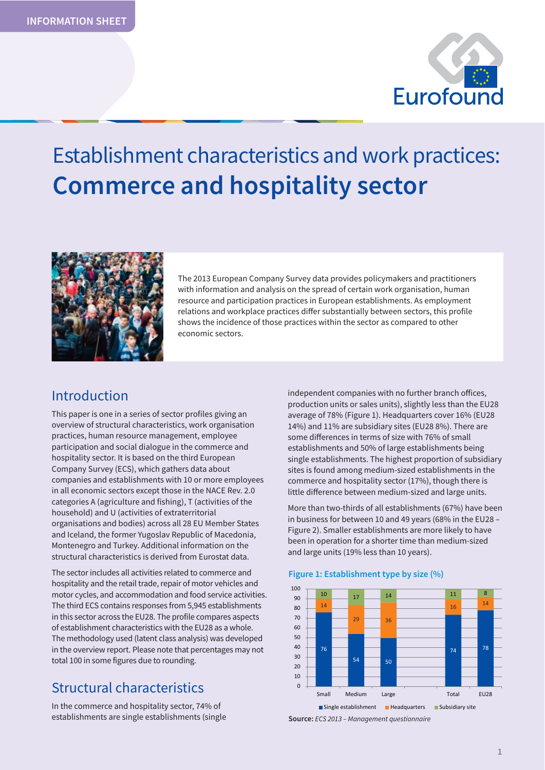INFORMATION SHEET

# Establishment characteristics and work practices: **Commerce and hospitality sector**

The 2013 European Company Survey data provides policymakers and practitioners with information and analysis on the spread of certain work organisation, human resource and participation practices in European establishments. As employment relations and workplace practices differ substantially between sectors, this profile shows the incidence of those practices within the sector as compared to other economic sectors.

## Introduction

This paper is one in a series of sector profiles giving an overview of structural characteristics, work organisation practices, human resource management, employee participation and social dialogue in the commerce and hospitality sector. It is based on the third European Company Survey (ECS), which gathers data about companies and establishments with 10 or more employees in all economic sectors except those in the NACE Rev. 2.0 categories A (agriculture and fishing), T (activities of the household) and U (activities of extraterritorial organisations and bodies) across all 28 EU Member States and Iceland, the former Yugoslav Republic of Macedonia, Montenegro and Turkey. Additional information on the structural characteristics is derived from Eurostat data.

The sector includes all activities related to commerce and hospitality and the retail trade, repair of motor vehicles and motor cycles, and accommodation and food service activities. The third ECS contains responses from 5,945 establishments in this sector across the EU28. The profile compares aspects of establishment characteristics with the EU28 as a whole. The methodology used (latent class analysis) was developed in the overview report. Please note that percentages may not total 100 in some figures due to rounding.

## Structural characteristics

In the commerce and hospitality sector, 74% of establishments are single establishments (single independent companies with no further branch offices, production units or sales units), slightly less than the EU28 average of 78% (Figure 1). Headquarters cover 16% (EU28 14%) and 11% are subsidiary sites (EU28 8%). There are some differences in terms of size with 76% of small establishments and 50% of large establishments being single establishments. The highest proportion of subsidiary sites is found among medium-sized establishments in the commerce and hospitality sector (17%), though there is little difference between medium-sized and large units.

More than two-thirds of all establishments (67%) have been in business for between 10 and 49 years (68% in the EU28 – Figure 2). Smaller establishments are more likely to have been in operation for a shorter time than medium-sized and large units (19% less than 10 years).

**Figure 1: Establishment type by size (%)**

| | Small | Medium | Large | Total | EU28 |
|---|---|---|---|---|---|
| Single establishment | 76 | 54 | 50 | 74 | 78 |
| Headquarters | 14 | 29 | 36 | 16 | 14 |
| Subsidiary site | 10 | 17 | 14 | 11 | 8 |

**Source:** *ECS 2013 – Management questionnaire*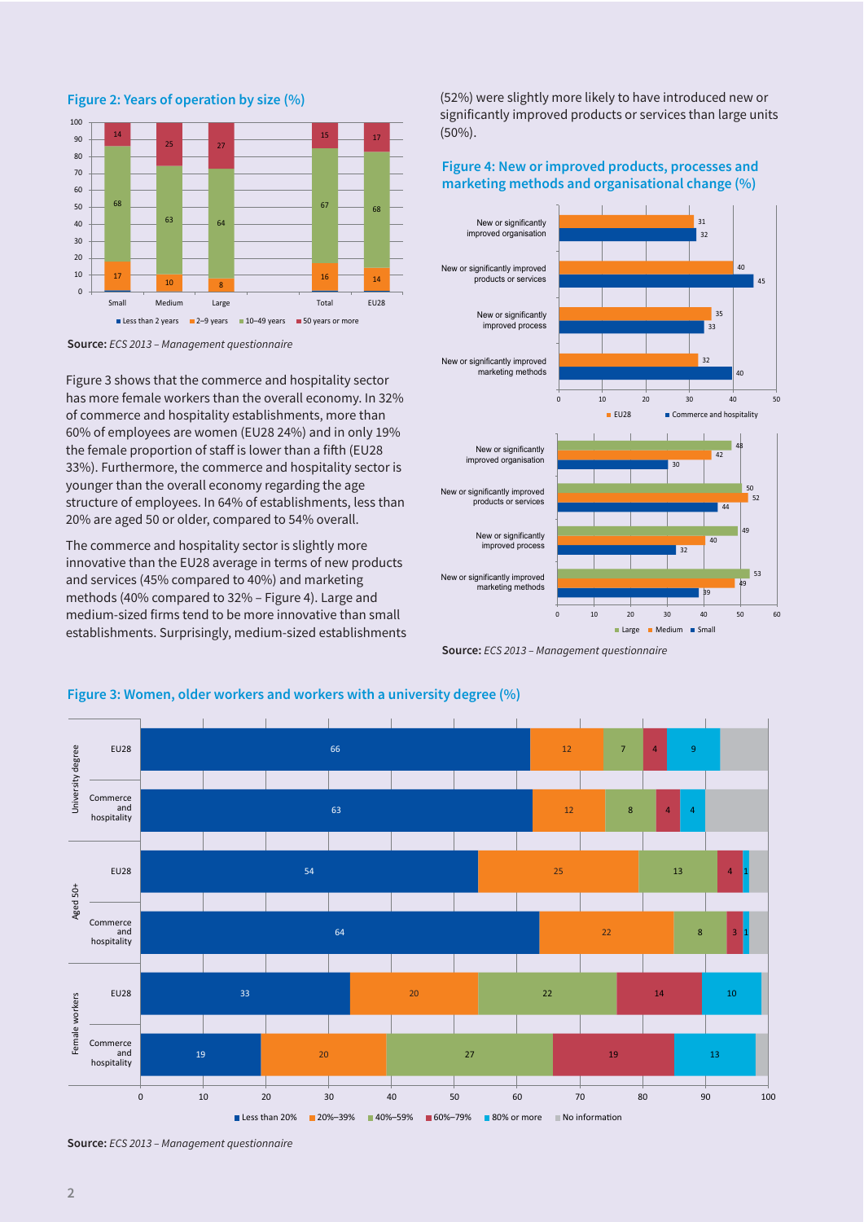**Figure 2: Years of operation by size (%)**

| | Less than 2 years | 2–9 years | 10–49 years | 50 years or more |
|---|---|---|---|---|
| Small | | 17 | 68 | 14 |
| Medium | | 10 | 63 | 25 |
| Large | | 8 | 64 | 27 |
| Total | | 16 | 67 | 15 |
| EU28 | | 14 | 68 | 17 |

**Source:** *ECS 2013 – Management questionnaire*

Figure 3 shows that the commerce and hospitality sector has more female workers than the overall economy. In 32% of commerce and hospitality establishments, more than 60% of employees are women (EU28 24%) and in only 19% the female proportion of staff is lower than a fifth (EU28 33%). Furthermore, the commerce and hospitality sector is younger than the overall economy regarding the age structure of employees. In 64% of establishments, less than 20% are aged 50 or older, compared to 54% overall.

The commerce and hospitality sector is slightly more innovative than the EU28 average in terms of new products and services (45% compared to 40%) and marketing methods (40% compared to 32% – Figure 4). Large and medium-sized firms tend to be more innovative than small establishments. Surprisingly, medium-sized establishments (52%) were slightly more likely to have introduced new or significantly improved products or services than large units (50%).

**Figure 4: New or improved products, processes and marketing methods and organisational change (%)**

| | EU28 | Commerce and hospitality |
|---|---|---|
| New or significantly improved organisation | 31 | 32 |
| New or significantly improved products or services | 40 | 45 |
| New or significantly improved process | 35 | 33 |
| New or significantly improved marketing methods | 32 | 40 |

| | Large | Medium | Small |
|---|---|---|---|
| New or significantly improved organisation | 48 | 42 | 30 |
| New or significantly improved products or services | 50 | 52 | 44 |
| New or significantly improved process | 49 | 40 | 32 |
| New or significantly improved marketing methods | 53 | 49 | 39 |

**Source:** *ECS 2013 – Management questionnaire*

**Figure 3: Women, older workers and workers with a university degree (%)**

| | | Less than 20% | 20%–39% | 40%–59% | 60%–79% | 80% or more | No information |
|---|---|---|---|---|---|---|---|
| University degree | EU28 | 66 | 12 | 7 | 4 | 9 | |
| | Commerce and hospitality | 63 | 12 | 8 | 4 | 4 | |
| Aged 50+ | EU28 | 54 | 25 | 13 | 4 | 1 | |
| | Commerce and hospitality | 64 | 22 | 8 | 3 | 1 | |
| Female workers | EU28 | 33 | 20 | 22 | 14 | 10 | |
| | Commerce and hospitality | 19 | 20 | 27 | 19 | 13 | |

**Source:** *ECS 2013 – Management questionnaire*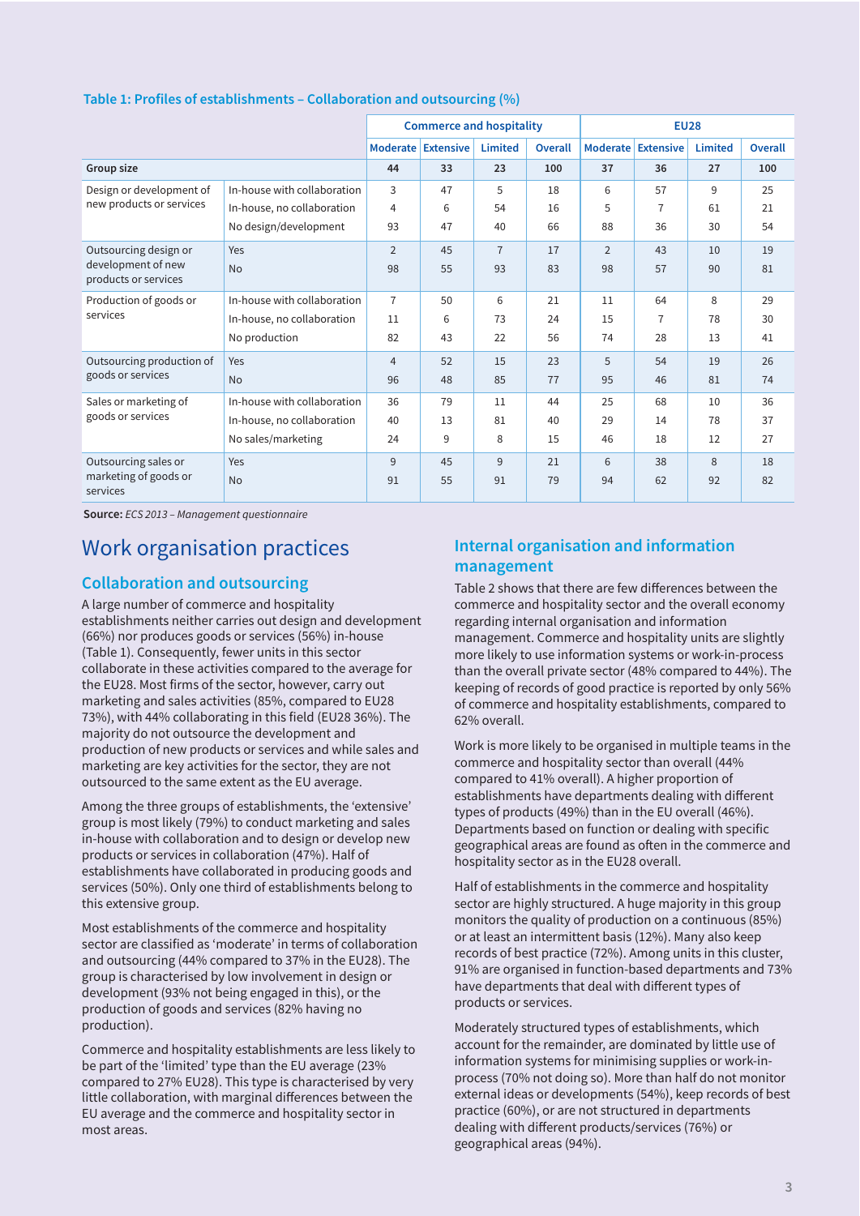**Table 1: Profiles of establishments – Collaboration and outsourcing (%)**

| | | Commerce and hospitality | | | | EU28 | | | |
|---|---|---|---|---|---|---|---|---|---|
| | | Moderate | Extensive | Limited | Overall | Moderate | Extensive | Limited | Overall |
| **Group size** | | **44** | **33** | **23** | **100** | **37** | **36** | **27** | **100** |
| Design or development of new products or services | In-house with collaboration | 3 | 47 | 5 | 18 | 6 | 57 | 9 | 25 |
| | In-house, no collaboration | 4 | 6 | 54 | 16 | 5 | 7 | 61 | 21 |
| | No design/development | 93 | 47 | 40 | 66 | 88 | 36 | 30 | 54 |
| Outsourcing design or development of new products or services | Yes | 2 | 45 | 7 | 17 | 2 | 43 | 10 | 19 |
| | No | 98 | 55 | 93 | 83 | 98 | 57 | 90 | 81 |
| Production of goods or services | In-house with collaboration | 7 | 50 | 6 | 21 | 11 | 64 | 8 | 29 |
| | In-house, no collaboration | 11 | 6 | 73 | 24 | 15 | 7 | 78 | 30 |
| | No production | 82 | 43 | 22 | 56 | 74 | 28 | 13 | 41 |
| Outsourcing production of goods or services | Yes | 4 | 52 | 15 | 23 | 5 | 54 | 19 | 26 |
| | No | 96 | 48 | 85 | 77 | 95 | 46 | 81 | 74 |
| Sales or marketing of goods or services | In-house with collaboration | 36 | 79 | 11 | 44 | 25 | 68 | 10 | 36 |
| | In-house, no collaboration | 40 | 13 | 81 | 40 | 29 | 14 | 78 | 37 |
| | No sales/marketing | 24 | 9 | 8 | 15 | 46 | 18 | 12 | 27 |
| Outsourcing sales or marketing of goods or services | Yes | 9 | 45 | 9 | 21 | 6 | 38 | 8 | 18 |
| | No | 91 | 55 | 91 | 79 | 94 | 62 | 92 | 82 |

**Source:** *ECS 2013 – Management questionnaire*

# Work organisation practices

## Collaboration and outsourcing

A large number of commerce and hospitality establishments neither carries out design and development (66%) nor produces goods or services (56%) in-house (Table 1). Consequently, fewer units in this sector collaborate in these activities compared to the average for the EU28. Most firms of the sector, however, carry out marketing and sales activities (85%, compared to EU28 73%), with 44% collaborating in this field (EU28 36%). The majority do not outsource the development and production of new products or services and while sales and marketing are key activities for the sector, they are not outsourced to the same extent as the EU average.

Among the three groups of establishments, the 'extensive' group is most likely (79%) to conduct marketing and sales in-house with collaboration and to design or develop new products or services in collaboration (47%). Half of establishments have collaborated in producing goods and services (50%). Only one third of establishments belong to this extensive group.

Most establishments of the commerce and hospitality sector are classified as 'moderate' in terms of collaboration and outsourcing (44% compared to 37% in the EU28). The group is characterised by low involvement in design or development (93% not being engaged in this), or the production of goods and services (82% having no production).

Commerce and hospitality establishments are less likely to be part of the 'limited' type than the EU average (23% compared to 27% EU28). This type is characterised by very little collaboration, with marginal differences between the EU average and the commerce and hospitality sector in most areas.

## Internal organisation and information management

Table 2 shows that there are few differences between the commerce and hospitality sector and the overall economy regarding internal organisation and information management. Commerce and hospitality units are slightly more likely to use information systems or work-in-process than the overall private sector (48% compared to 44%). The keeping of records of good practice is reported by only 56% of commerce and hospitality establishments, compared to 62% overall.

Work is more likely to be organised in multiple teams in the commerce and hospitality sector than overall (44% compared to 41% overall). A higher proportion of establishments have departments dealing with different types of products (49%) than in the EU overall (46%). Departments based on function or dealing with specific geographical areas are found as often in the commerce and hospitality sector as in the EU28 overall.

Half of establishments in the commerce and hospitality sector are highly structured. A huge majority in this group monitors the quality of production on a continuous (85%) or at least an intermittent basis (12%). Many also keep records of best practice (72%). Among units in this cluster, 91% are organised in function-based departments and 73% have departments that deal with different types of products or services.

Moderately structured types of establishments, which account for the remainder, are dominated by little use of information systems for minimising supplies or work-in-process (70% not doing so). More than half do not monitor external ideas or developments (54%), keep records of best practice (60%), or are not structured in departments dealing with different products/services (76%) or geographical areas (94%).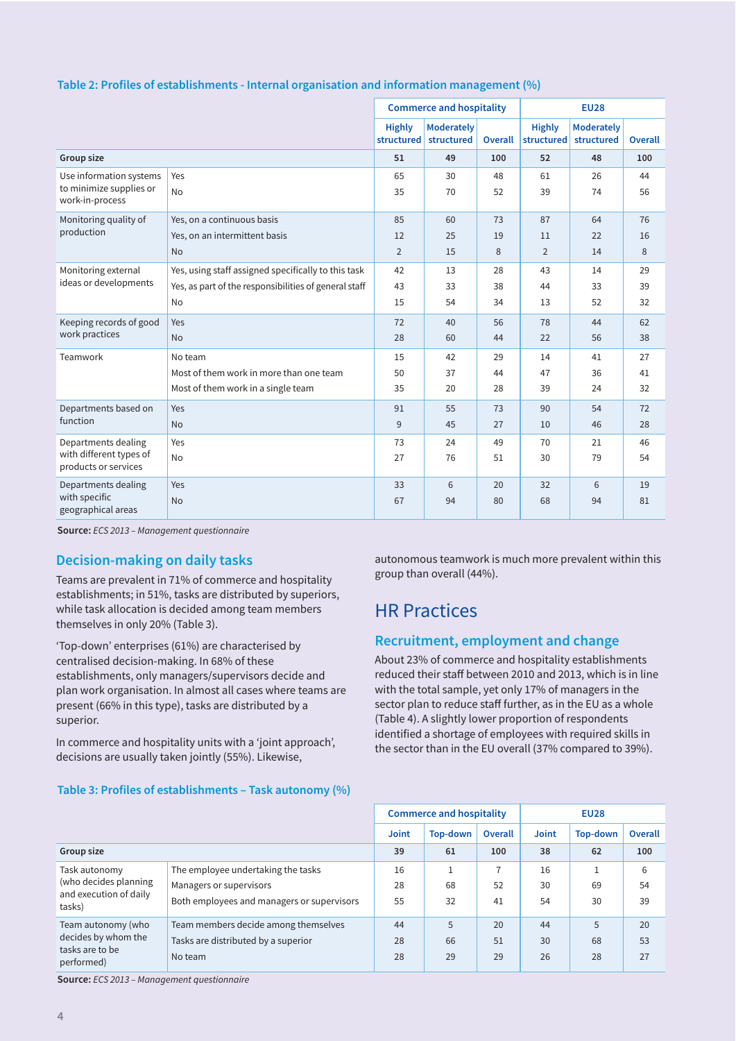**Table 2: Profiles of establishments - Internal organisation and information management (%)**

| | | Commerce and hospitality | | | EU28 | | |
|---|---|---|---|---|---|---|---|
| | | Highly structured | Moderately structured | Overall | Highly structured | Moderately structured | Overall |
| **Group size** | | 51 | 49 | 100 | 52 | 48 | 100 |
| Use information systems to minimize supplies or work-in-process | Yes | 65 | 30 | 48 | 61 | 26 | 44 |
| | No | 35 | 70 | 52 | 39 | 74 | 56 |
| Monitoring quality of production | Yes, on a continuous basis | 85 | 60 | 73 | 87 | 64 | 76 |
| | Yes, on an intermittent basis | 12 | 25 | 19 | 11 | 22 | 16 |
| | No | 2 | 15 | 8 | 2 | 14 | 8 |
| Monitoring external ideas or developments | Yes, using staff assigned specifically to this task | 42 | 13 | 28 | 43 | 14 | 29 |
| | Yes, as part of the responsibilities of general staff | 43 | 33 | 38 | 44 | 33 | 39 |
| | No | 15 | 54 | 34 | 13 | 52 | 32 |
| Keeping records of good work practices | Yes | 72 | 40 | 56 | 78 | 44 | 62 |
| | No | 28 | 60 | 44 | 22 | 56 | 38 |
| Teamwork | No team | 15 | 42 | 29 | 14 | 41 | 27 |
| | Most of them work in more than one team | 50 | 37 | 44 | 47 | 36 | 41 |
| | Most of them work in a single team | 35 | 20 | 28 | 39 | 24 | 32 |
| Departments based on function | Yes | 91 | 55 | 73 | 90 | 54 | 72 |
| | No | 9 | 45 | 27 | 10 | 46 | 28 |
| Departments dealing with different types of products or services | Yes | 73 | 24 | 49 | 70 | 21 | 46 |
| | No | 27 | 76 | 51 | 30 | 79 | 54 |
| Departments dealing with specific geographical areas | Yes | 33 | 6 | 20 | 32 | 6 | 19 |
| | No | 67 | 94 | 80 | 68 | 94 | 81 |

**Source:** *ECS 2013 – Management questionnaire*

## Decision-making on daily tasks

Teams are prevalent in 71% of commerce and hospitality establishments; in 51%, tasks are distributed by superiors, while task allocation is decided among team members themselves in only 20% (Table 3).

'Top-down' enterprises (61%) are characterised by centralised decision-making. In 68% of these establishments, only managers/supervisors decide and plan work organisation. In almost all cases where teams are present (66% in this type), tasks are distributed by a superior.

In commerce and hospitality units with a 'joint approach', decisions are usually taken jointly (55%). Likewise, autonomous teamwork is much more prevalent within this group than overall (44%).

# HR Practices

## Recruitment, employment and change

About 23% of commerce and hospitality establishments reduced their staff between 2010 and 2013, which is in line with the total sample, yet only 17% of managers in the sector plan to reduce staff further, as in the EU as a whole (Table 4). A slightly lower proportion of respondents identified a shortage of employees with required skills in the sector than in the EU overall (37% compared to 39%).

**Table 3: Profiles of establishments – Task autonomy (%)**

| | | Commerce and hospitality | | | EU28 | | |
|---|---|---|---|---|---|---|---|
| | | Joint | Top-down | Overall | Joint | Top-down | Overall |
| **Group size** | | 39 | 61 | 100 | 38 | 62 | 100 |
| Task autonomy (who decides planning and execution of daily tasks) | The employee undertaking the tasks | 16 | 1 | 7 | 16 | 1 | 6 |
| | Managers or supervisors | 28 | 68 | 52 | 30 | 69 | 54 |
| | Both employees and managers or supervisors | 55 | 32 | 41 | 54 | 30 | 39 |
| Team autonomy (who decides by whom the tasks are to be performed) | Team members decide among themselves | 44 | 5 | 20 | 44 | 5 | 20 |
| | Tasks are distributed by a superior | 28 | 66 | 51 | 30 | 68 | 53 |
| | No team | 28 | 29 | 29 | 26 | 28 | 27 |

**Source:** *ECS 2013 – Management questionnaire*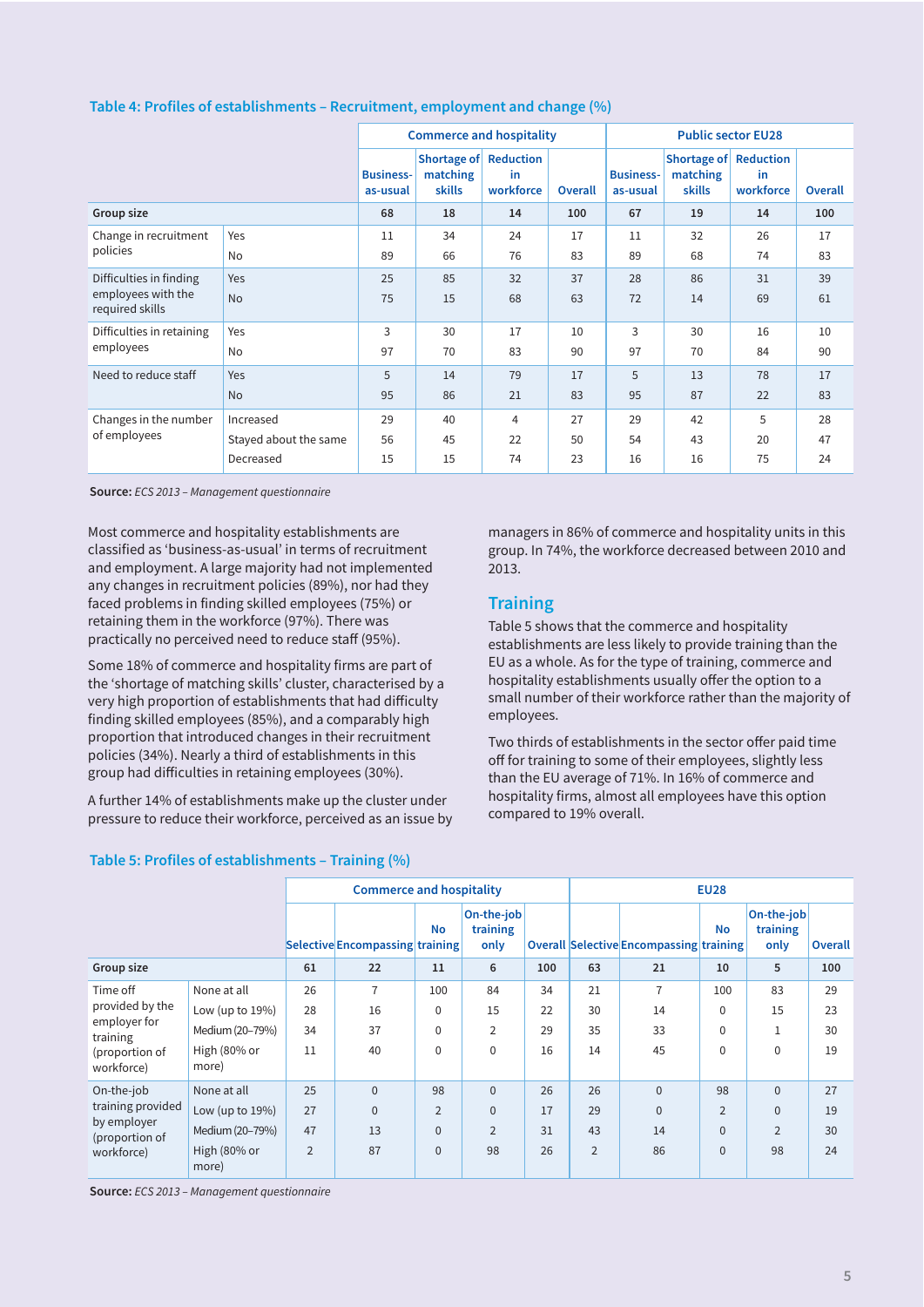### Table 4: Profiles of establishments – Recruitment, employment and change (%)

| | | Commerce and hospitality | | | | Public sector EU28 | | | |
|---|---|---|---|---|---|---|---|---|---|
| | | Business-as-usual | Shortage of matching skills | Reduction in workforce | Overall | Business-as-usual | Shortage of matching skills | Reduction in workforce | Overall |
| **Group size** | | **68** | **18** | **14** | **100** | **67** | **19** | **14** | **100** |
| Change in recruitment policies | Yes | 11 | 34 | 24 | 17 | 11 | 32 | 26 | 17 |
| | No | 89 | 66 | 76 | 83 | 89 | 68 | 74 | 83 |
| Difficulties in finding employees with the required skills | Yes | 25 | 85 | 32 | 37 | 28 | 86 | 31 | 39 |
| | No | 75 | 15 | 68 | 63 | 72 | 14 | 69 | 61 |
| Difficulties in retaining employees | Yes | 3 | 30 | 17 | 10 | 3 | 30 | 16 | 10 |
| | No | 97 | 70 | 83 | 90 | 97 | 70 | 84 | 90 |
| Need to reduce staff | Yes | 5 | 14 | 79 | 17 | 5 | 13 | 78 | 17 |
| | No | 95 | 86 | 21 | 83 | 95 | 87 | 22 | 83 |
| Changes in the number of employees | Increased | 29 | 40 | 4 | 27 | 29 | 42 | 5 | 28 |
| | Stayed about the same | 56 | 45 | 22 | 50 | 54 | 43 | 20 | 47 |
| | Decreased | 15 | 15 | 74 | 23 | 16 | 16 | 75 | 24 |

**Source:** *ECS 2013 – Management questionnaire*

Most commerce and hospitality establishments are classified as 'business-as-usual' in terms of recruitment and employment. A large majority had not implemented any changes in recruitment policies (89%), nor had they faced problems in finding skilled employees (75%) or retaining them in the workforce (97%). There was practically no perceived need to reduce staff (95%).

Some 18% of commerce and hospitality firms are part of the 'shortage of matching skills' cluster, characterised by a very high proportion of establishments that had difficulty finding skilled employees (85%), and a comparably high proportion that introduced changes in their recruitment policies (34%). Nearly a third of establishments in this group had difficulties in retaining employees (30%).

A further 14% of establishments make up the cluster under pressure to reduce their workforce, perceived as an issue by managers in 86% of commerce and hospitality units in this group. In 74%, the workforce decreased between 2010 and 2013.

## Training

Table 5 shows that the commerce and hospitality establishments are less likely to provide training than the EU as a whole. As for the type of training, commerce and hospitality establishments usually offer the option to a small number of their workforce rather than the majority of employees.

Two thirds of establishments in the sector offer paid time off for training to some of their employees, slightly less than the EU average of 71%. In 16% of commerce and hospitality firms, almost all employees have this option compared to 19% overall.

### Table 5: Profiles of establishments – Training (%)

| | | Commerce and hospitality | | | | | EU28 | | | | |
|---|---|---|---|---|---|---|---|---|---|---|---|
| | | Selective | Encompassing | No training | On-the-job training only | Overall | Selective | Encompassing | No training | On-the-job training only | Overall |
| **Group size** | | **61** | **22** | **11** | **6** | **100** | **63** | **21** | **10** | **5** | **100** |
| Time off provided by the employer for training (proportion of workforce) | None at all | 26 | 7 | 100 | 84 | 34 | 21 | 7 | 100 | 83 | 29 |
| | Low (up to 19%) | 28 | 16 | 0 | 15 | 22 | 30 | 14 | 0 | 15 | 23 |
| | Medium (20–79%) | 34 | 37 | 0 | 2 | 29 | 35 | 33 | 0 | 1 | 30 |
| | High (80% or more) | 11 | 40 | 0 | 0 | 16 | 14 | 45 | 0 | 0 | 19 |
| On-the-job training provided by employer (proportion of workforce) | None at all | 25 | 0 | 98 | 0 | 26 | 26 | 0 | 98 | 0 | 27 |
| | Low (up to 19%) | 27 | 0 | 2 | 0 | 17 | 29 | 0 | 2 | 0 | 19 |
| | Medium (20–79%) | 47 | 13 | 0 | 2 | 31 | 43 | 14 | 0 | 2 | 30 |
| | High (80% or more) | 2 | 87 | 0 | 98 | 26 | 2 | 86 | 0 | 98 | 24 |

**Source:** *ECS 2013 – Management questionnaire*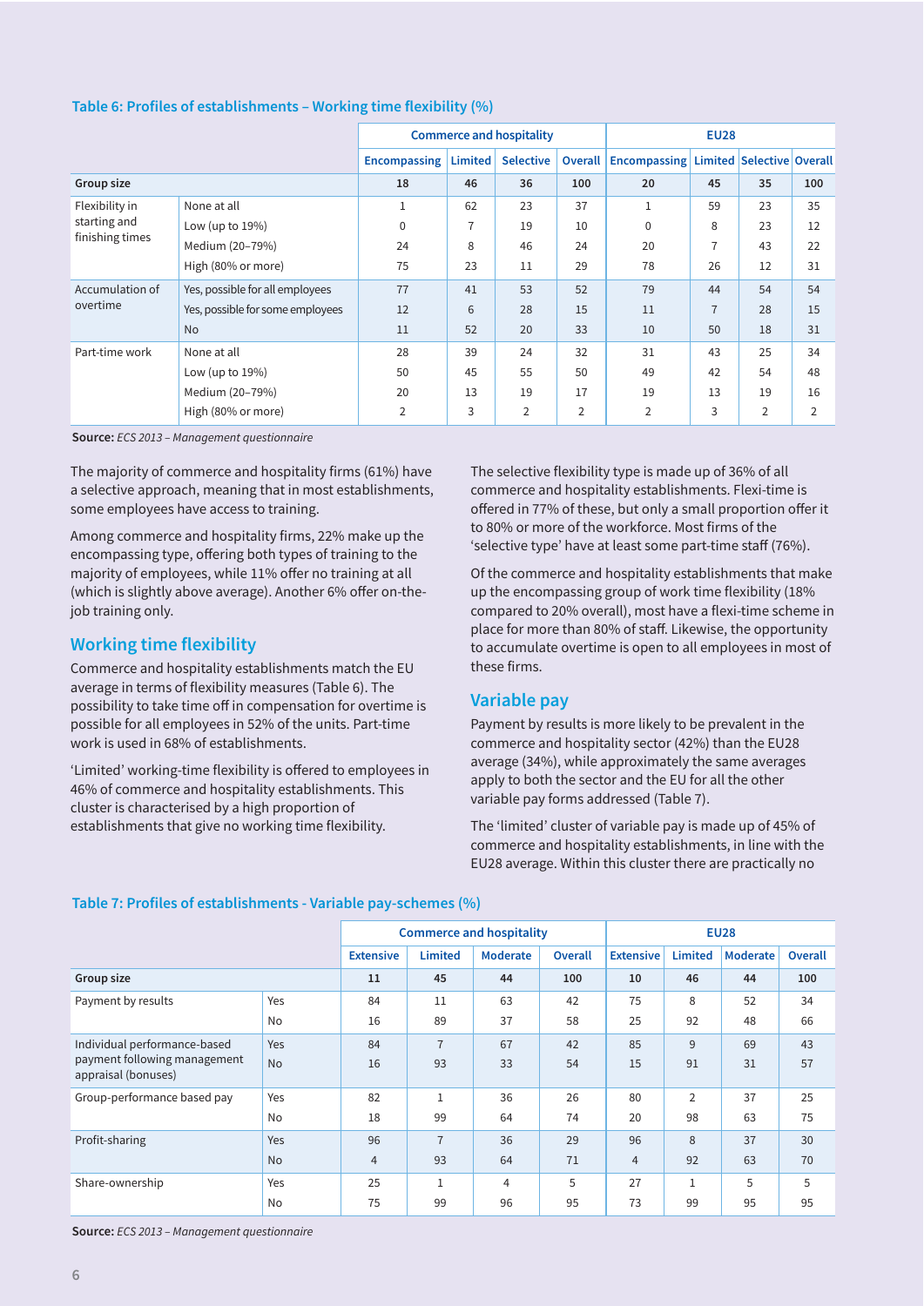**Table 6: Profiles of establishments – Working time flexibility (%)**

| | | Commerce and hospitality | | | | EU28 | | | |
|---|---|---|---|---|---|---|---|---|---|
| | | Encompassing | Limited | Selective | Overall | Encompassing | Limited | Selective | Overall |
| **Group size** | | 18 | 46 | 36 | 100 | 20 | 45 | 35 | 100 |
| Flexibility in starting and finishing times | None at all | 1 | 62 | 23 | 37 | 1 | 59 | 23 | 35 |
| | Low (up to 19%) | 0 | 7 | 19 | 10 | 0 | 8 | 23 | 12 |
| | Medium (20–79%) | 24 | 8 | 46 | 24 | 20 | 7 | 43 | 22 |
| | High (80% or more) | 75 | 23 | 11 | 29 | 78 | 26 | 12 | 31 |
| Accumulation of overtime | Yes, possible for all employees | 77 | 41 | 53 | 52 | 79 | 44 | 54 | 54 |
| | Yes, possible for some employees | 12 | 6 | 28 | 15 | 11 | 7 | 28 | 15 |
| | No | 11 | 52 | 20 | 33 | 10 | 50 | 18 | 31 |
| Part-time work | None at all | 28 | 39 | 24 | 32 | 31 | 43 | 25 | 34 |
| | Low (up to 19%) | 50 | 45 | 55 | 50 | 49 | 42 | 54 | 48 |
| | Medium (20–79%) | 20 | 13 | 19 | 17 | 19 | 13 | 19 | 16 |
| | High (80% or more) | 2 | 3 | 2 | 2 | 2 | 3 | 2 | 2 |

**Source:** *ECS 2013 – Management questionnaire*

The majority of commerce and hospitality firms (61%) have a selective approach, meaning that in most establishments, some employees have access to training.

Among commerce and hospitality firms, 22% make up the encompassing type, offering both types of training to the majority of employees, while 11% offer no training at all (which is slightly above average). Another 6% offer on-the-job training only.

## Working time flexibility

Commerce and hospitality establishments match the EU average in terms of flexibility measures (Table 6). The possibility to take time off in compensation for overtime is possible for all employees in 52% of the units. Part-time work is used in 68% of establishments.

'Limited' working-time flexibility is offered to employees in 46% of commerce and hospitality establishments. This cluster is characterised by a high proportion of establishments that give no working time flexibility.

The selective flexibility type is made up of 36% of all commerce and hospitality establishments. Flexi-time is offered in 77% of these, but only a small proportion offer it to 80% or more of the workforce. Most firms of the 'selective type' have at least some part-time staff (76%).

Of the commerce and hospitality establishments that make up the encompassing group of work time flexibility (18% compared to 20% overall), most have a flexi-time scheme in place for more than 80% of staff. Likewise, the opportunity to accumulate overtime is open to all employees in most of these firms.

## Variable pay

Payment by results is more likely to be prevalent in the commerce and hospitality sector (42%) than the EU28 average (34%), while approximately the same averages apply to both the sector and the EU for all the other variable pay forms addressed (Table 7).

The 'limited' cluster of variable pay is made up of 45% of commerce and hospitality establishments, in line with the EU28 average. Within this cluster there are practically no

**Table 7: Profiles of establishments - Variable pay-schemes (%)**

| | | Commerce and hospitality | | | | EU28 | | | |
|---|---|---|---|---|---|---|---|---|---|
| | | Extensive | Limited | Moderate | Overall | Extensive | Limited | Moderate | Overall |
| **Group size** | | 11 | 45 | 44 | 100 | 10 | 46 | 44 | 100 |
| Payment by results | Yes | 84 | 11 | 63 | 42 | 75 | 8 | 52 | 34 |
| | No | 16 | 89 | 37 | 58 | 25 | 92 | 48 | 66 |
| Individual performance-based payment following management appraisal (bonuses) | Yes | 84 | 7 | 67 | 42 | 85 | 9 | 69 | 43 |
| | No | 16 | 93 | 33 | 54 | 15 | 91 | 31 | 57 |
| Group-performance based pay | Yes | 82 | 1 | 36 | 26 | 80 | 2 | 37 | 25 |
| | No | 18 | 99 | 64 | 74 | 20 | 98 | 63 | 75 |
| Profit-sharing | Yes | 96 | 7 | 36 | 29 | 96 | 8 | 37 | 30 |
| | No | 4 | 93 | 64 | 71 | 4 | 92 | 63 | 70 |
| Share-ownership | Yes | 25 | 1 | 4 | 5 | 27 | 1 | 5 | 5 |
| | No | 75 | 99 | 96 | 95 | 73 | 99 | 95 | 95 |

**Source:** *ECS 2013 – Management questionnaire*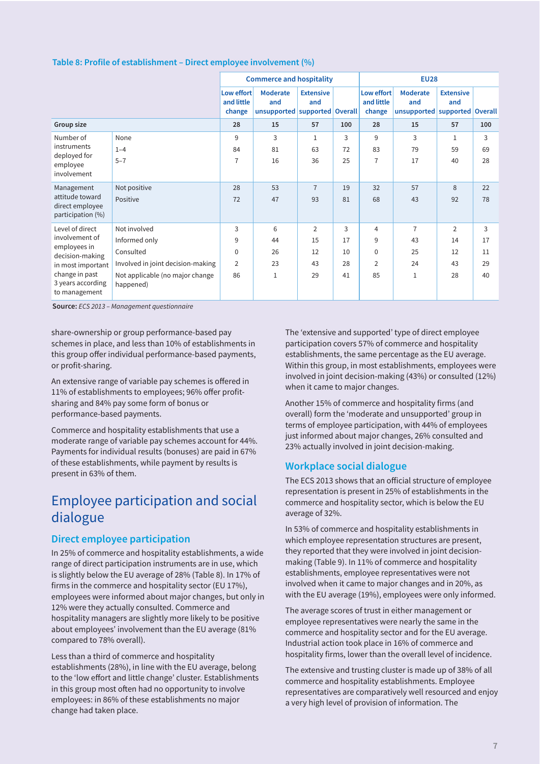**Table 8: Profile of establishment – Direct employee involvement (%)**

| | | Commerce and hospitality | | | | EU28 | | | |
|---|---|---|---|---|---|---|---|---|---|
| | | Low effort and little change | Moderate and unsupported | Extensive and supported | Overall | Low effort and little change | Moderate and unsupported | Extensive and supported | Overall |
| **Group size** | | 28 | 15 | 57 | 100 | 28 | 15 | 57 | 100 |
| Number of instruments deployed for employee involvement | None | 9 | 3 | 1 | 3 | 9 | 3 | 1 | 3 |
| | 1–4 | 84 | 81 | 63 | 72 | 83 | 79 | 59 | 69 |
| | 5–7 | 7 | 16 | 36 | 25 | 7 | 17 | 40 | 28 |
| Management attitude toward direct employee participation (%) | Not positive | 28 | 53 | 7 | 19 | 32 | 57 | 8 | 22 |
| | Positive | 72 | 47 | 93 | 81 | 68 | 43 | 92 | 78 |
| Level of direct involvement of employees in decision-making in most important change in past 3 years according to management | Not involved | 3 | 6 | 2 | 3 | 4 | 7 | 2 | 3 |
| | Informed only | 9 | 44 | 15 | 17 | 9 | 43 | 14 | 17 |
| | Consulted | 0 | 26 | 12 | 10 | 0 | 25 | 12 | 11 |
| | Involved in joint decision-making | 2 | 23 | 43 | 28 | 2 | 24 | 43 | 29 |
| | Not applicable (no major change happened) | 86 | 1 | 29 | 41 | 85 | 1 | 28 | 40 |

**Source:** *ECS 2013 – Management questionnaire*

share-ownership or group performance-based pay schemes in place, and less than 10% of establishments in this group offer individual performance-based payments, or profit-sharing.

An extensive range of variable pay schemes is offered in 11% of establishments to employees; 96% offer profit-sharing and 84% pay some form of bonus or performance-based payments.

Commerce and hospitality establishments that use a moderate range of variable pay schemes account for 44%. Payments for individual results (bonuses) are paid in 67% of these establishments, while payment by results is present in 63% of them.

# Employee participation and social dialogue

## Direct employee participation

In 25% of commerce and hospitality establishments, a wide range of direct participation instruments are in use, which is slightly below the EU average of 28% (Table 8). In 17% of firms in the commerce and hospitality sector (EU 17%), employees were informed about major changes, but only in 12% were they actually consulted. Commerce and hospitality managers are slightly more likely to be positive about employees' involvement than the EU average (81% compared to 78% overall).

Less than a third of commerce and hospitality establishments (28%), in line with the EU average, belong to the 'low effort and little change' cluster. Establishments in this group most often had no opportunity to involve employees: in 86% of these establishments no major change had taken place.

The 'extensive and supported' type of direct employee participation covers 57% of commerce and hospitality establishments, the same percentage as the EU average. Within this group, in most establishments, employees were involved in joint decision-making (43%) or consulted (12%) when it came to major changes.

Another 15% of commerce and hospitality firms (and overall) form the 'moderate and unsupported' group in terms of employee participation, with 44% of employees just informed about major changes, 26% consulted and 23% actually involved in joint decision-making.

## Workplace social dialogue

The ECS 2013 shows that an official structure of employee representation is present in 25% of establishments in the commerce and hospitality sector, which is below the EU average of 32%.

In 53% of commerce and hospitality establishments in which employee representation structures are present, they reported that they were involved in joint decision-making (Table 9). In 11% of commerce and hospitality establishments, employee representatives were not involved when it came to major changes and in 20%, as with the EU average (19%), employees were only informed.

The average scores of trust in either management or employee representatives were nearly the same in the commerce and hospitality sector and for the EU average. Industrial action took place in 16% of commerce and hospitality firms, lower than the overall level of incidence.

The extensive and trusting cluster is made up of 38% of all commerce and hospitality establishments. Employee representatives are comparatively well resourced and enjoy a very high level of provision of information. The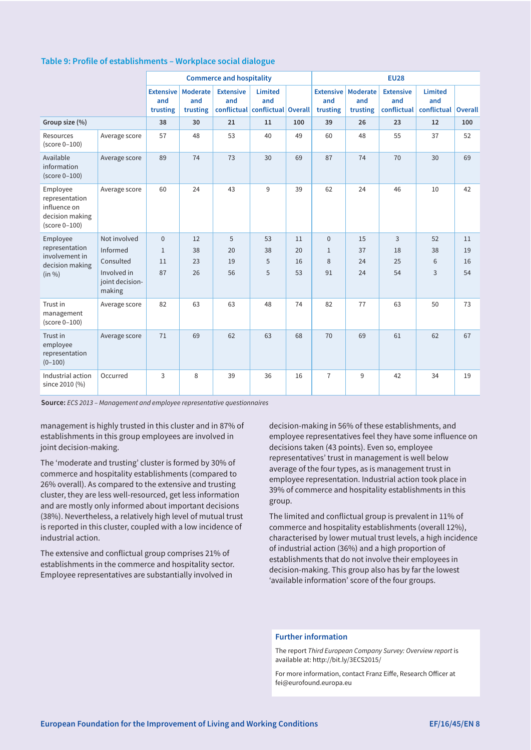### Table 9: Profile of establishments – Workplace social dialogue

| | | Commerce and hospitality | | | | | EU28 | | | | |
|---|---|---|---|---|---|---|---|---|---|---|---|
| | | Extensive and trusting | Moderate and trusting | Extensive and conflictual | Limited and conflictual | Overall | Extensive and trusting | Moderate and trusting | Extensive and conflictual | Limited and conflictual | Overall |
| **Group size (%)** | | **38** | **30** | **21** | **11** | **100** | **39** | **26** | **23** | **12** | **100** |
| Resources (score 0–100) | Average score | 57 | 48 | 53 | 40 | 49 | 60 | 48 | 55 | 37 | 52 |
| Available information (score 0–100) | Average score | 89 | 74 | 73 | 30 | 69 | 87 | 74 | 70 | 30 | 69 |
| Employee representation influence on decision making (score 0–100) | Average score | 60 | 24 | 43 | 9 | 39 | 62 | 24 | 46 | 10 | 42 |
| Employee representation involvement in decision making (in %) | Not involved | 0 | 12 | 5 | 53 | 11 | 0 | 15 | 3 | 52 | 11 |
| | Informed | 1 | 38 | 20 | 38 | 20 | 1 | 37 | 18 | 38 | 19 |
| | Consulted | 11 | 23 | 19 | 5 | 16 | 8 | 24 | 25 | 6 | 16 |
| | Involved in joint decision-making | 87 | 26 | 56 | 5 | 53 | 91 | 24 | 54 | 3 | 54 |
| Trust in management (score 0–100) | Average score | 82 | 63 | 63 | 48 | 74 | 82 | 77 | 63 | 50 | 73 |
| Trust in employee representation (0–100) | Average score | 71 | 69 | 62 | 63 | 68 | 70 | 69 | 61 | 62 | 67 |
| Industrial action since 2010 (%) | Occurred | 3 | 8 | 39 | 36 | 16 | 7 | 9 | 42 | 34 | 19 |

**Source:** *ECS 2013 – Management and employee representative questionnaires*

management is highly trusted in this cluster and in 87% of establishments in this group employees are involved in joint decision-making.

The 'moderate and trusting' cluster is formed by 30% of commerce and hospitality establishments (compared to 26% overall). As compared to the extensive and trusting cluster, they are less well-resourced, get less information and are mostly only informed about important decisions (38%). Nevertheless, a relatively high level of mutual trust is reported in this cluster, coupled with a low incidence of industrial action.

The extensive and conflictual group comprises 21% of establishments in the commerce and hospitality sector. Employee representatives are substantially involved in decision-making in 56% of these establishments, and employee representatives feel they have some influence on decisions taken (43 points). Even so, employee representatives' trust in management is well below average of the four types, as is management trust in employee representation. Industrial action took place in 39% of commerce and hospitality establishments in this group.

The limited and conflictual group is prevalent in 11% of commerce and hospitality establishments (overall 12%), characterised by lower mutual trust levels, a high incidence of industrial action (36%) and a high proportion of establishments that do not involve their employees in decision-making. This group also has by far the lowest 'available information' score of the four groups.

### Further information

The report *Third European Company Survey: Overview report* is available at: http://bit.ly/3ECS2015/

For more information, contact Franz Eiffe, Research Officer at fei@eurofound.europa.eu

European Foundation for the Improvement of Living and Working Conditions

EF/16/45/EN 8